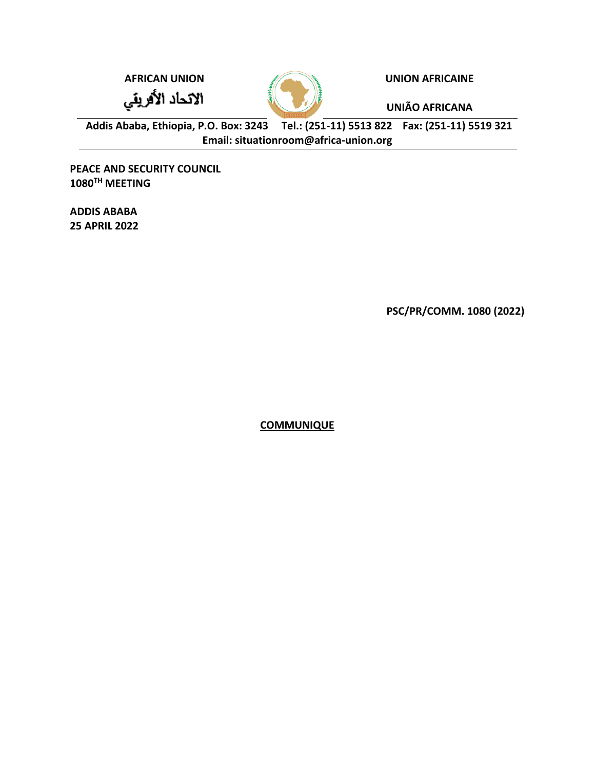AFRICAN UNION

الاتحاد الأفريقي

UNION AFRICAINE

UNIÃO AFRICANA

Addis Ababa, Ethiopia, P.O. Box: 3243 Tel.: (251-11) 5513 822 Fax: (251-11) 5519 321
Email: situationroom@africa-union.org

**PEACE AND SECURITY COUNCIL**
**1080TH MEETING**

**ADDIS ABABA**
**25 APRIL 2022**

**PSC/PR/COMM. 1080 (2022)**

# COMMUNIQUE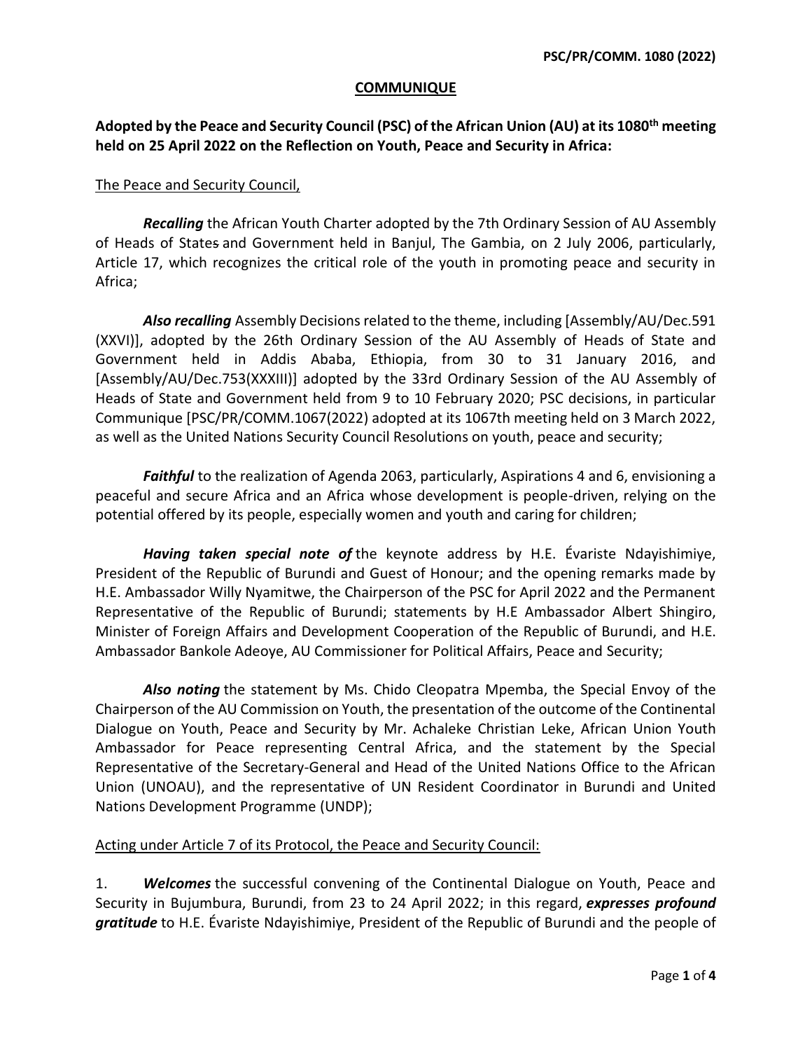**COMMUNIQUE**

**Adopted by the Peace and Security Council (PSC) of the African Union (AU) at its 1080th meeting held on 25 April 2022 on the Reflection on Youth, Peace and Security in Africa:**

The Peace and Security Council,

***Recalling*** the African Youth Charter adopted by the 7th Ordinary Session of AU Assembly of Heads of States and Government held in Banjul, The Gambia, on 2 July 2006, particularly, Article 17, which recognizes the critical role of the youth in promoting peace and security in Africa;

***Also recalling*** Assembly Decisions related to the theme, including [Assembly/AU/Dec.591 (XXVI)], adopted by the 26th Ordinary Session of the AU Assembly of Heads of State and Government held in Addis Ababa, Ethiopia, from 30 to 31 January 2016, and [Assembly/AU/Dec.753(XXXIII)] adopted by the 33rd Ordinary Session of the AU Assembly of Heads of State and Government held from 9 to 10 February 2020; PSC decisions, in particular Communique [PSC/PR/COMM.1067(2022) adopted at its 1067th meeting held on 3 March 2022, as well as the United Nations Security Council Resolutions on youth, peace and security;

***Faithful*** to the realization of Agenda 2063, particularly, Aspirations 4 and 6, envisioning a peaceful and secure Africa and an Africa whose development is people-driven, relying on the potential offered by its people, especially women and youth and caring for children;

***Having taken special note of*** the keynote address by H.E. Évariste Ndayishimiye, President of the Republic of Burundi and Guest of Honour; and the opening remarks made by H.E. Ambassador Willy Nyamitwe, the Chairperson of the PSC for April 2022 and the Permanent Representative of the Republic of Burundi; statements by H.E Ambassador Albert Shingiro, Minister of Foreign Affairs and Development Cooperation of the Republic of Burundi, and H.E. Ambassador Bankole Adeoye, AU Commissioner for Political Affairs, Peace and Security;

***Also noting*** the statement by Ms. Chido Cleopatra Mpemba, the Special Envoy of the Chairperson of the AU Commission on Youth, the presentation of the outcome of the Continental Dialogue on Youth, Peace and Security by Mr. Achaleke Christian Leke, African Union Youth Ambassador for Peace representing Central Africa, and the statement by the Special Representative of the Secretary-General and Head of the United Nations Office to the African Union (UNOAU), and the representative of UN Resident Coordinator in Burundi and United Nations Development Programme (UNDP);

Acting under Article 7 of its Protocol, the Peace and Security Council:

1. ***Welcomes*** the successful convening of the Continental Dialogue on Youth, Peace and Security in Bujumbura, Burundi, from 23 to 24 April 2022; in this regard, ***expresses profound gratitude*** to H.E. Évariste Ndayishimiye, President of the Republic of Burundi and the people of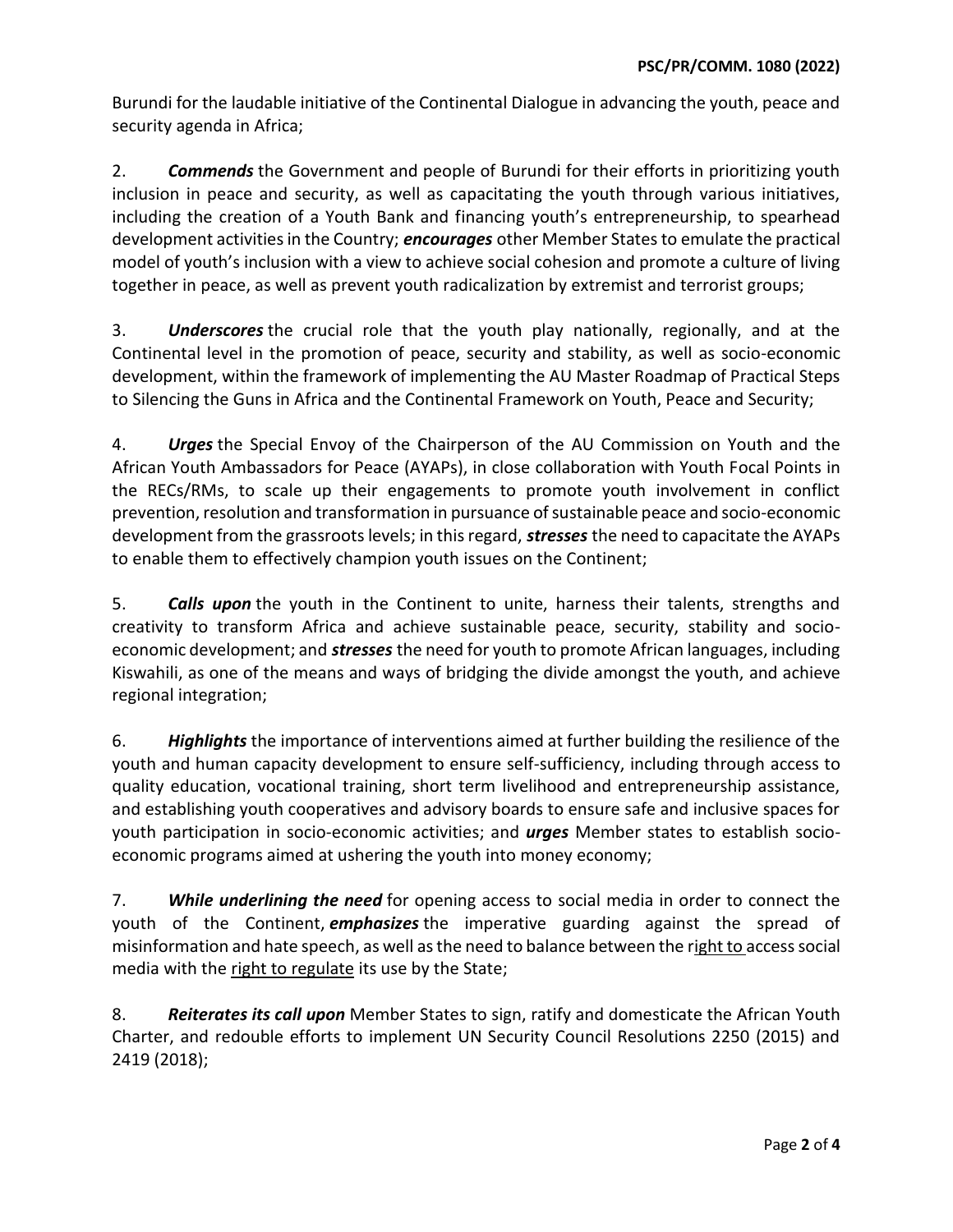Burundi for the laudable initiative of the Continental Dialogue in advancing the youth, peace and security agenda in Africa;

2. ***Commends*** the Government and people of Burundi for their efforts in prioritizing youth inclusion in peace and security, as well as capacitating the youth through various initiatives, including the creation of a Youth Bank and financing youth's entrepreneurship, to spearhead development activities in the Country; ***encourages*** other Member States to emulate the practical model of youth's inclusion with a view to achieve social cohesion and promote a culture of living together in peace, as well as prevent youth radicalization by extremist and terrorist groups;

3. ***Underscores*** the crucial role that the youth play nationally, regionally, and at the Continental level in the promotion of peace, security and stability, as well as socio-economic development, within the framework of implementing the AU Master Roadmap of Practical Steps to Silencing the Guns in Africa and the Continental Framework on Youth, Peace and Security;

4. ***Urges*** the Special Envoy of the Chairperson of the AU Commission on Youth and the African Youth Ambassadors for Peace (AYAPs), in close collaboration with Youth Focal Points in the RECs/RMs, to scale up their engagements to promote youth involvement in conflict prevention, resolution and transformation in pursuance of sustainable peace and socio-economic development from the grassroots levels; in this regard, ***stresses*** the need to capacitate the AYAPs to enable them to effectively champion youth issues on the Continent;

5. ***Calls upon*** the youth in the Continent to unite, harness their talents, strengths and creativity to transform Africa and achieve sustainable peace, security, stability and socio-economic development; and ***stresses*** the need for youth to promote African languages, including Kiswahili, as one of the means and ways of bridging the divide amongst the youth, and achieve regional integration;

6. ***Highlights*** the importance of interventions aimed at further building the resilience of the youth and human capacity development to ensure self-sufficiency, including through access to quality education, vocational training, short term livelihood and entrepreneurship assistance, and establishing youth cooperatives and advisory boards to ensure safe and inclusive spaces for youth participation in socio-economic activities; and ***urges*** Member states to establish socio-economic programs aimed at ushering the youth into money economy;

7. ***While underlining the need*** for opening access to social media in order to connect the youth of the Continent, ***emphasizes*** the imperative guarding against the spread of misinformation and hate speech, as well as the need to balance between the right to access social media with the right to regulate its use by the State;

8. ***Reiterates its call upon*** Member States to sign, ratify and domesticate the African Youth Charter, and redouble efforts to implement UN Security Council Resolutions 2250 (2015) and 2419 (2018);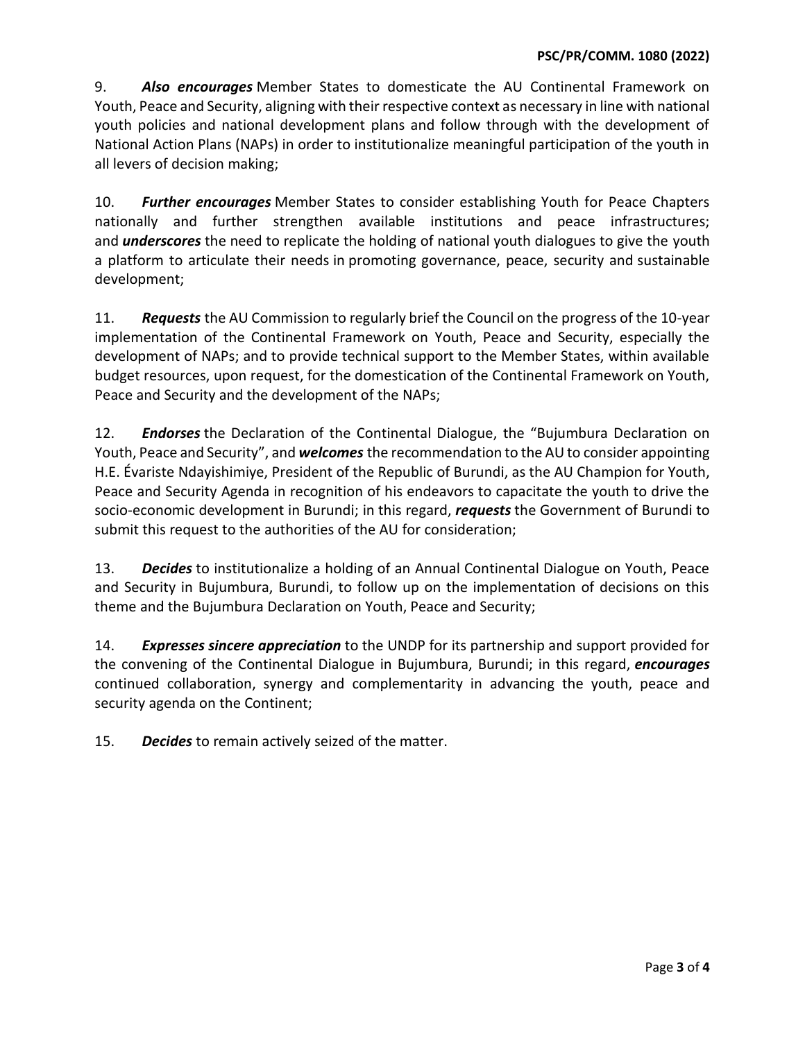9. ***Also encourages*** Member States to domesticate the AU Continental Framework on Youth, Peace and Security, aligning with their respective context as necessary in line with national youth policies and national development plans and follow through with the development of National Action Plans (NAPs) in order to institutionalize meaningful participation of the youth in all levers of decision making;

10. ***Further encourages*** Member States to consider establishing Youth for Peace Chapters nationally and further strengthen available institutions and peace infrastructures; and ***underscores*** the need to replicate the holding of national youth dialogues to give the youth a platform to articulate their needs in promoting governance, peace, security and sustainable development;

11. ***Requests*** the AU Commission to regularly brief the Council on the progress of the 10-year implementation of the Continental Framework on Youth, Peace and Security, especially the development of NAPs; and to provide technical support to the Member States, within available budget resources, upon request, for the domestication of the Continental Framework on Youth, Peace and Security and the development of the NAPs;

12. ***Endorses*** the Declaration of the Continental Dialogue, the "Bujumbura Declaration on Youth, Peace and Security", and ***welcomes*** the recommendation to the AU to consider appointing H.E. Évariste Ndayishimiye, President of the Republic of Burundi, as the AU Champion for Youth, Peace and Security Agenda in recognition of his endeavors to capacitate the youth to drive the socio-economic development in Burundi; in this regard, ***requests*** the Government of Burundi to submit this request to the authorities of the AU for consideration;

13. ***Decides*** to institutionalize a holding of an Annual Continental Dialogue on Youth, Peace and Security in Bujumbura, Burundi, to follow up on the implementation of decisions on this theme and the Bujumbura Declaration on Youth, Peace and Security;

14. ***Expresses sincere appreciation*** to the UNDP for its partnership and support provided for the convening of the Continental Dialogue in Bujumbura, Burundi; in this regard, ***encourages*** continued collaboration, synergy and complementarity in advancing the youth, peace and security agenda on the Continent;

15. ***Decides*** to remain actively seized of the matter.